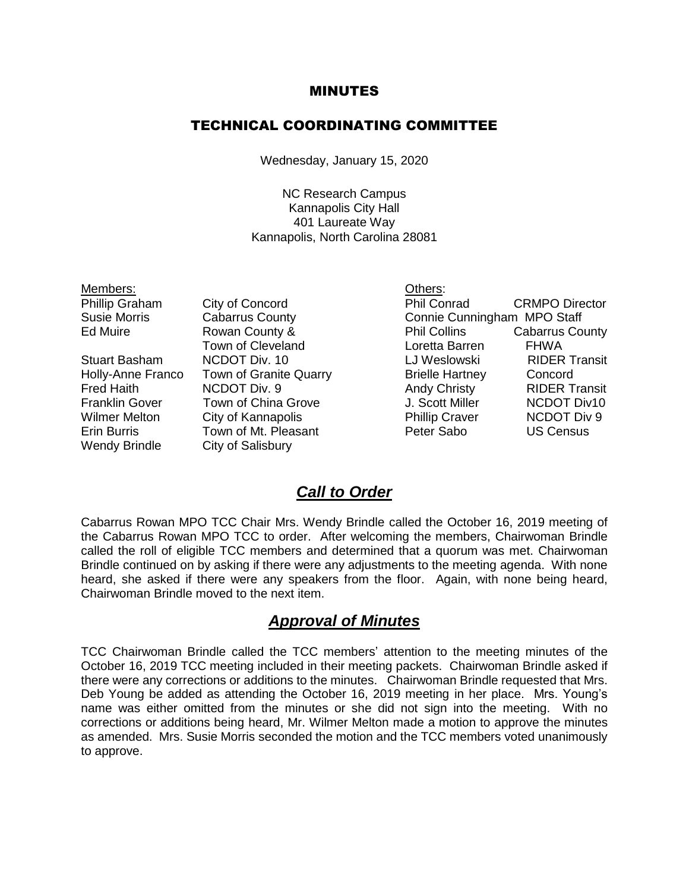# MINUTES

## TECHNICAL COORDINATING COMMITTEE

Wednesday, January 15, 2020

NC Research Campus
Kannapolis City Hall
401 Laureate Way
Kannapolis, North Carolina 28081

Members:

| | |
|---|---|
| Phillip Graham | City of Concord |
| Susie Morris | Cabarrus County |
| Ed Muire | Rowan County & Town of Cleveland |
| Stuart Basham | NCDOT Div. 10 |
| Holly-Anne Franco | Town of Granite Quarry |
| Fred Haith | NCDOT Div. 9 |
| Franklin Gover | Town of China Grove |
| Wilmer Melton | City of Kannapolis |
| Erin Burris | Town of Mt. Pleasant |
| Wendy Brindle | City of Salisbury |

Others:

| | |
|---|---|
| Phil Conrad | CRMPO Director |
| Connie Cunningham | MPO Staff |
| Phil Collins | Cabarrus County |
| Loretta Barren | FHWA |
| LJ Weslowski | RIDER Transit |
| Brielle Hartney | Concord |
| Andy Christy | RIDER Transit |
| J. Scott Miller | NCDOT Div10 |
| Phillip Craver | NCDOT Div 9 |
| Peter Sabo | US Census |

## *Call to Order*

Cabarrus Rowan MPO TCC Chair Mrs. Wendy Brindle called the October 16, 2019 meeting of the Cabarrus Rowan MPO TCC to order. After welcoming the members, Chairwoman Brindle called the roll of eligible TCC members and determined that a quorum was met. Chairwoman Brindle continued on by asking if there were any adjustments to the meeting agenda. With none heard, she asked if there were any speakers from the floor. Again, with none being heard, Chairwoman Brindle moved to the next item.

## *Approval of Minutes*

TCC Chairwoman Brindle called the TCC members' attention to the meeting minutes of the October 16, 2019 TCC meeting included in their meeting packets. Chairwoman Brindle asked if there were any corrections or additions to the minutes. Chairwoman Brindle requested that Mrs. Deb Young be added as attending the October 16, 2019 meeting in her place. Mrs. Young's name was either omitted from the minutes or she did not sign into the meeting. With no corrections or additions being heard, Mr. Wilmer Melton made a motion to approve the minutes as amended. Mrs. Susie Morris seconded the motion and the TCC members voted unanimously to approve.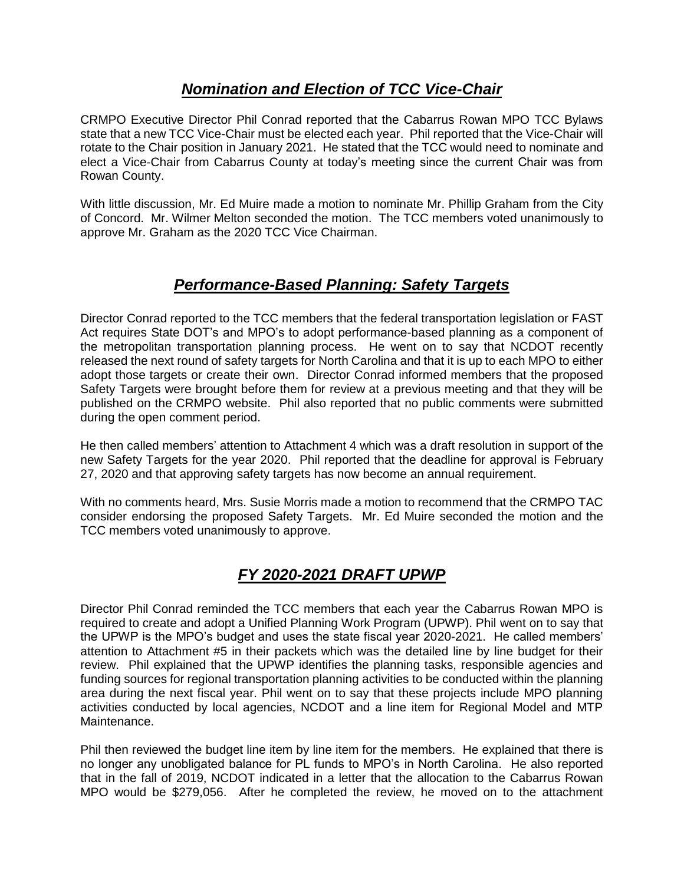## ***Nomination and Election of TCC Vice-Chair***

CRMPO Executive Director Phil Conrad reported that the Cabarrus Rowan MPO TCC Bylaws state that a new TCC Vice-Chair must be elected each year. Phil reported that the Vice-Chair will rotate to the Chair position in January 2021. He stated that the TCC would need to nominate and elect a Vice-Chair from Cabarrus County at today's meeting since the current Chair was from Rowan County.

With little discussion, Mr. Ed Muire made a motion to nominate Mr. Phillip Graham from the City of Concord. Mr. Wilmer Melton seconded the motion. The TCC members voted unanimously to approve Mr. Graham as the 2020 TCC Vice Chairman.

## ***Performance-Based Planning: Safety Targets***

Director Conrad reported to the TCC members that the federal transportation legislation or FAST Act requires State DOT's and MPO's to adopt performance-based planning as a component of the metropolitan transportation planning process. He went on to say that NCDOT recently released the next round of safety targets for North Carolina and that it is up to each MPO to either adopt those targets or create their own. Director Conrad informed members that the proposed Safety Targets were brought before them for review at a previous meeting and that they will be published on the CRMPO website. Phil also reported that no public comments were submitted during the open comment period.

He then called members' attention to Attachment 4 which was a draft resolution in support of the new Safety Targets for the year 2020. Phil reported that the deadline for approval is February 27, 2020 and that approving safety targets has now become an annual requirement.

With no comments heard, Mrs. Susie Morris made a motion to recommend that the CRMPO TAC consider endorsing the proposed Safety Targets. Mr. Ed Muire seconded the motion and the TCC members voted unanimously to approve.

## ***FY 2020-2021 DRAFT UPWP***

Director Phil Conrad reminded the TCC members that each year the Cabarrus Rowan MPO is required to create and adopt a Unified Planning Work Program (UPWP). Phil went on to say that the UPWP is the MPO's budget and uses the state fiscal year 2020-2021. He called members' attention to Attachment #5 in their packets which was the detailed line by line budget for their review. Phil explained that the UPWP identifies the planning tasks, responsible agencies and funding sources for regional transportation planning activities to be conducted within the planning area during the next fiscal year. Phil went on to say that these projects include MPO planning activities conducted by local agencies, NCDOT and a line item for Regional Model and MTP Maintenance.

Phil then reviewed the budget line item by line item for the members. He explained that there is no longer any unobligated balance for PL funds to MPO's in North Carolina. He also reported that in the fall of 2019, NCDOT indicated in a letter that the allocation to the Cabarrus Rowan MPO would be $279,056. After he completed the review, he moved on to the attachment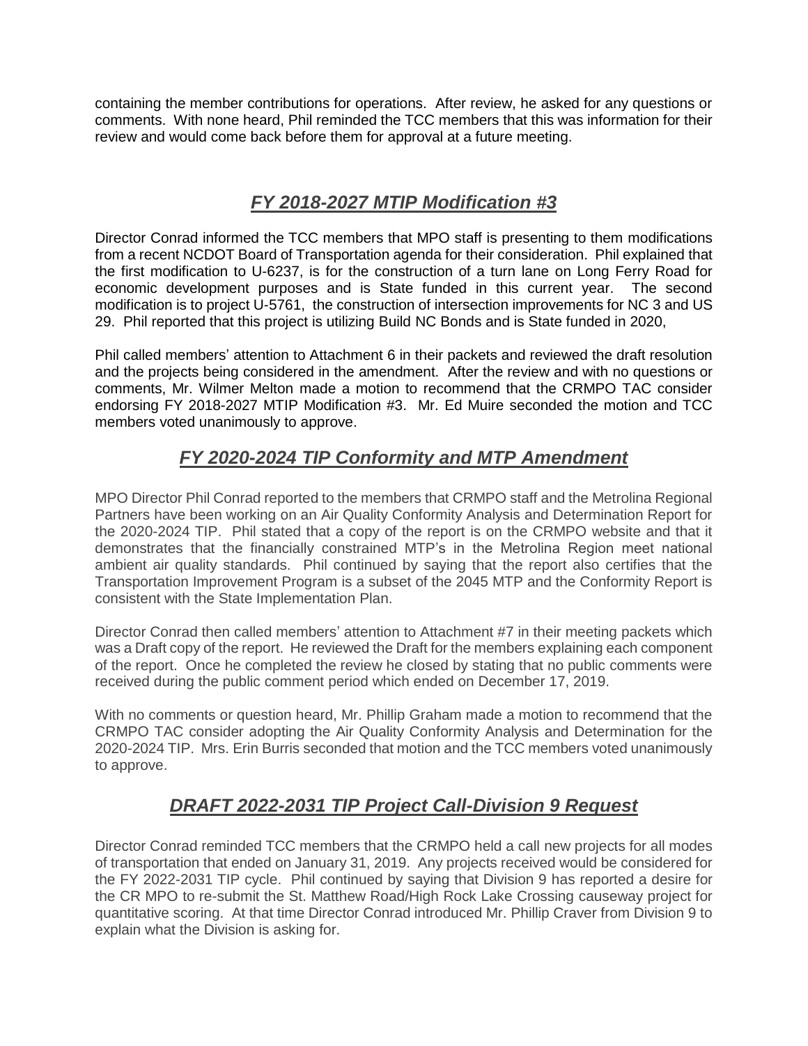containing the member contributions for operations. After review, he asked for any questions or comments. With none heard, Phil reminded the TCC members that this was information for their review and would come back before them for approval at a future meeting.

## *FY 2018-2027 MTIP Modification #3*

Director Conrad informed the TCC members that MPO staff is presenting to them modifications from a recent NCDOT Board of Transportation agenda for their consideration. Phil explained that the first modification to U-6237, is for the construction of a turn lane on Long Ferry Road for economic development purposes and is State funded in this current year. The second modification is to project U-5761, the construction of intersection improvements for NC 3 and US 29. Phil reported that this project is utilizing Build NC Bonds and is State funded in 2020,

Phil called members' attention to Attachment 6 in their packets and reviewed the draft resolution and the projects being considered in the amendment. After the review and with no questions or comments, Mr. Wilmer Melton made a motion to recommend that the CRMPO TAC consider endorsing FY 2018-2027 MTIP Modification #3. Mr. Ed Muire seconded the motion and TCC members voted unanimously to approve.

## *FY 2020-2024 TIP Conformity and MTP Amendment*

MPO Director Phil Conrad reported to the members that CRMPO staff and the Metrolina Regional Partners have been working on an Air Quality Conformity Analysis and Determination Report for the 2020-2024 TIP. Phil stated that a copy of the report is on the CRMPO website and that it demonstrates that the financially constrained MTP's in the Metrolina Region meet national ambient air quality standards. Phil continued by saying that the report also certifies that the Transportation Improvement Program is a subset of the 2045 MTP and the Conformity Report is consistent with the State Implementation Plan.

Director Conrad then called members' attention to Attachment #7 in their meeting packets which was a Draft copy of the report. He reviewed the Draft for the members explaining each component of the report. Once he completed the review he closed by stating that no public comments were received during the public comment period which ended on December 17, 2019.

With no comments or question heard, Mr. Phillip Graham made a motion to recommend that the CRMPO TAC consider adopting the Air Quality Conformity Analysis and Determination for the 2020-2024 TIP. Mrs. Erin Burris seconded that motion and the TCC members voted unanimously to approve.

## *DRAFT 2022-2031 TIP Project Call-Division 9 Request*

Director Conrad reminded TCC members that the CRMPO held a call new projects for all modes of transportation that ended on January 31, 2019. Any projects received would be considered for the FY 2022-2031 TIP cycle. Phil continued by saying that Division 9 has reported a desire for the CR MPO to re-submit the St. Matthew Road/High Rock Lake Crossing causeway project for quantitative scoring. At that time Director Conrad introduced Mr. Phillip Craver from Division 9 to explain what the Division is asking for.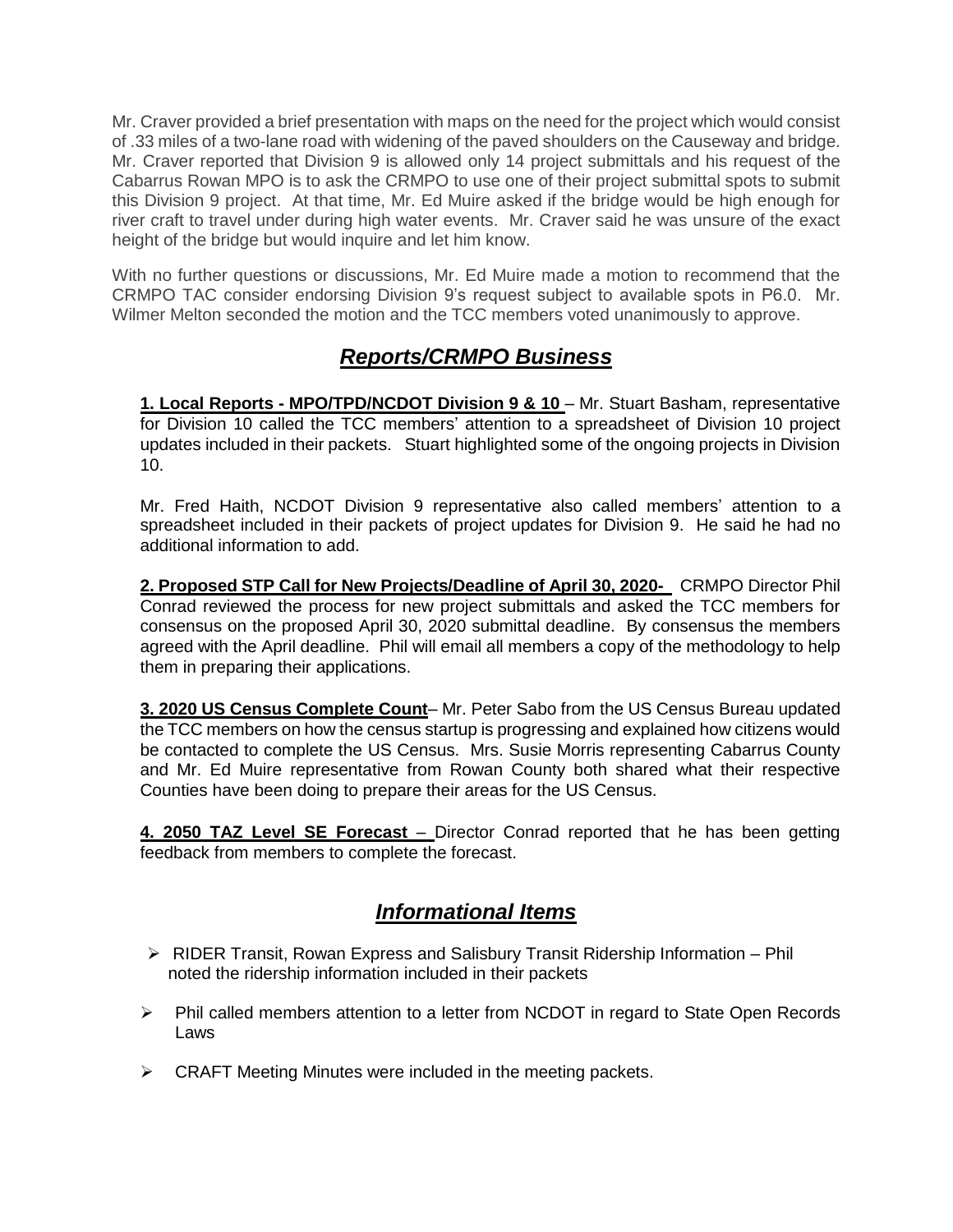Mr. Craver provided a brief presentation with maps on the need for the project which would consist of .33 miles of a two-lane road with widening of the paved shoulders on the Causeway and bridge. Mr. Craver reported that Division 9 is allowed only 14 project submittals and his request of the Cabarrus Rowan MPO is to ask the CRMPO to use one of their project submittal spots to submit this Division 9 project. At that time, Mr. Ed Muire asked if the bridge would be high enough for river craft to travel under during high water events. Mr. Craver said he was unsure of the exact height of the bridge but would inquire and let him know.

With no further questions or discussions, Mr. Ed Muire made a motion to recommend that the CRMPO TAC consider endorsing Division 9's request subject to available spots in P6.0. Mr. Wilmer Melton seconded the motion and the TCC members voted unanimously to approve.

## ***Reports/CRMPO Business***

**1. Local Reports - MPO/TPD/NCDOT Division 9 & 10** – Mr. Stuart Basham, representative for Division 10 called the TCC members' attention to a spreadsheet of Division 10 project updates included in their packets. Stuart highlighted some of the ongoing projects in Division 10.

Mr. Fred Haith, NCDOT Division 9 representative also called members' attention to a spreadsheet included in their packets of project updates for Division 9. He said he had no additional information to add.

**2. Proposed STP Call for New Projects/Deadline of April 30, 2020-** CRMPO Director Phil Conrad reviewed the process for new project submittals and asked the TCC members for consensus on the proposed April 30, 2020 submittal deadline. By consensus the members agreed with the April deadline. Phil will email all members a copy of the methodology to help them in preparing their applications.

**3. 2020 US Census Complete Count**– Mr. Peter Sabo from the US Census Bureau updated the TCC members on how the census startup is progressing and explained how citizens would be contacted to complete the US Census. Mrs. Susie Morris representing Cabarrus County and Mr. Ed Muire representative from Rowan County both shared what their respective Counties have been doing to prepare their areas for the US Census.

**4. 2050 TAZ Level SE Forecast** – Director Conrad reported that he has been getting feedback from members to complete the forecast.

## ***Informational Items***

- RIDER Transit, Rowan Express and Salisbury Transit Ridership Information – Phil noted the ridership information included in their packets
- Phil called members attention to a letter from NCDOT in regard to State Open Records Laws
- CRAFT Meeting Minutes were included in the meeting packets.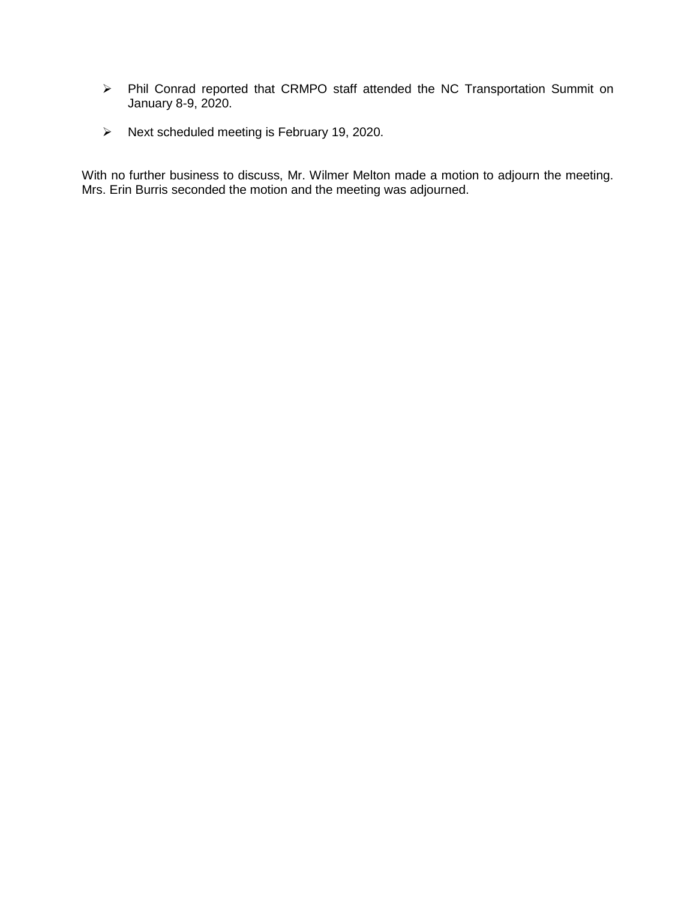- Phil Conrad reported that CRMPO staff attended the NC Transportation Summit on January 8-9, 2020.

- Next scheduled meeting is February 19, 2020.

With no further business to discuss, Mr. Wilmer Melton made a motion to adjourn the meeting. Mrs. Erin Burris seconded the motion and the meeting was adjourned.